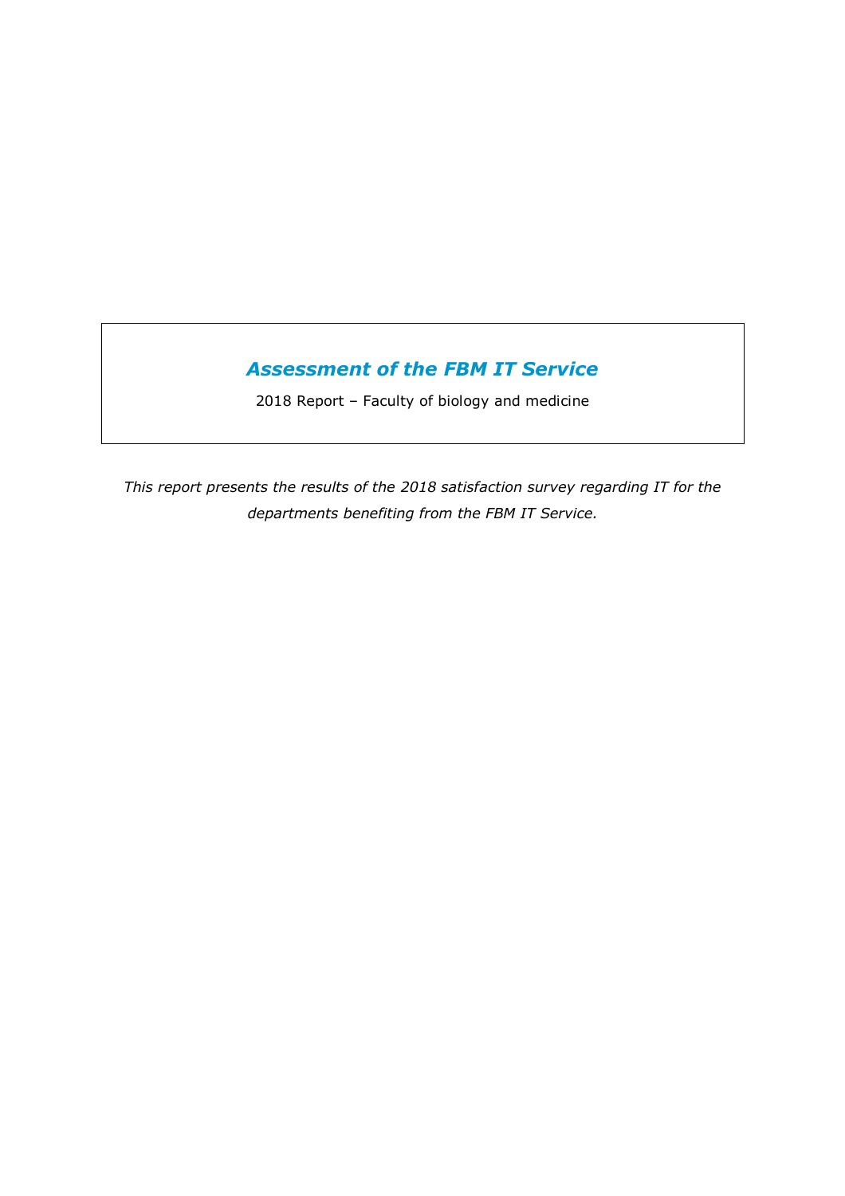# *Assessment of the FBM IT Service*

2018 Report – Faculty of biology and medicine

*This report presents the results of the 2018 satisfaction survey regarding IT for the departments benefiting from the FBM IT Service.*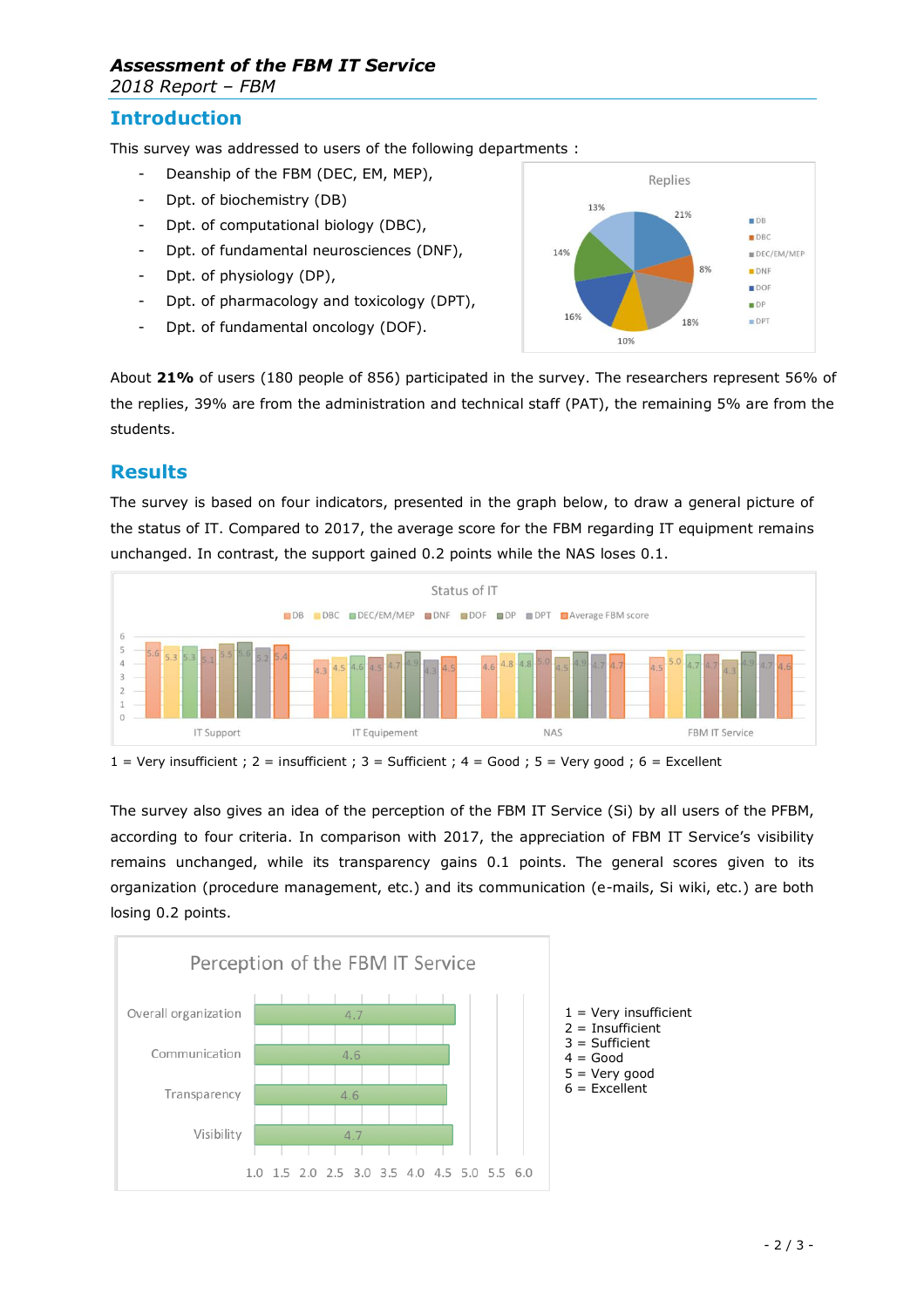### *Assessment of the FBM IT Service*

*2018 Report – FBM*

## Introduction

This survey was addressed to users of the following departments :

- Deanship of the FBM (DEC, EM, MEP),
- Dpt. of biochemistry (DB)
- Dpt. of computational biology (DBC),
- Dpt. of fundamental neurosciences (DNF),
- Dpt. of physiology (DP),
- Dpt. of pharmacology and toxicology (DPT),
- Dpt. of fundamental oncology (DOF).

Replies

| Department | Share |
|---|---|
| DB | 21% |
| DBC | 8% |
| DEC/EM/MEP | 18% |
| DNF | 10% |
| DOF | 16% |
| DP | 14% |
| DPT | 13% |

About **21%** of users (180 people of 856) participated in the survey. The researchers represent 56% of the replies, 39% are from the administration and technical staff (PAT), the remaining 5% are from the students.

## Results

The survey is based on four indicators, presented in the graph below, to draw a general picture of the status of IT. Compared to 2017, the average score for the FBM regarding IT equipment remains unchanged. In contrast, the support gained 0.2 points while the NAS loses 0.1.

Status of IT

| | DB | DBC | DEC/EM/MEP | DNF | DOF | DP | DPT | Average FBM score |
|---|---|---|---|---|---|---|---|---|
| IT Support | 5.6 | 5.3 | 5.3 | 5.1 | 5.5 | 5.6 | 5.2 | 5.4 |
| IT Equipement | 4.3 | 4.5 | 4.6 | 4.5 | 4.7 | 4.9 | 4.3 | 4.5 |
| NAS | 4.6 | 4.8 | 4.8 | 5.0 | 4.5 | 4.9 | 4.7 | 4.7 |
| FBM IT Service | 4.5 | 5.0 | 4.7 | 4.7 | 4.3 | 4.9 | 4.7 | 4.6 |

1 = Very insufficient ; 2 = insufficient ; 3 = Sufficient ; 4 = Good ; 5 = Very good ; 6 = Excellent

The survey also gives an idea of the perception of the FBM IT Service (Si) by all users of the PFBM, according to four criteria. In comparison with 2017, the appreciation of FBM IT Service's visibility remains unchanged, while its transparency gains 0.1 points. The general scores given to its organization (procedure management, etc.) and its communication (e-mails, Si wiki, etc.) are both losing 0.2 points.

Perception of the FBM IT Service

| Criterion | Score |
|---|---|
| Overall organization | 4.7 |
| Communication | 4.6 |
| Transparency | 4.6 |
| Visibility | 4.7 |

1 = Very insufficient
2 = Insufficient
3 = Sufficient
4 = Good
5 = Very good
6 = Excellent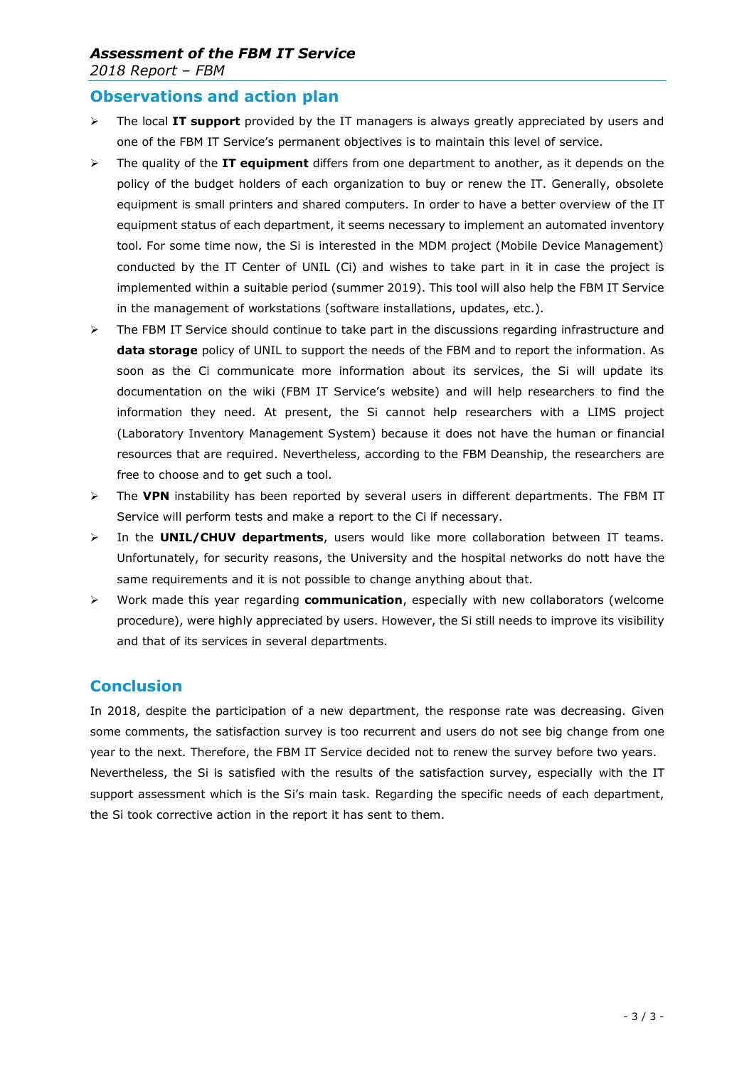## Observations and action plan

- The local **IT support** provided by the IT managers is always greatly appreciated by users and one of the FBM IT Service's permanent objectives is to maintain this level of service.
- The quality of the **IT equipment** differs from one department to another, as it depends on the policy of the budget holders of each organization to buy or renew the IT. Generally, obsolete equipment is small printers and shared computers. In order to have a better overview of the IT equipment status of each department, it seems necessary to implement an automated inventory tool. For some time now, the Si is interested in the MDM project (Mobile Device Management) conducted by the IT Center of UNIL (Ci) and wishes to take part in it in case the project is implemented within a suitable period (summer 2019). This tool will also help the FBM IT Service in the management of workstations (software installations, updates, etc.).
- The FBM IT Service should continue to take part in the discussions regarding infrastructure and **data storage** policy of UNIL to support the needs of the FBM and to report the information. As soon as the Ci communicate more information about its services, the Si will update its documentation on the wiki (FBM IT Service's website) and will help researchers to find the information they need. At present, the Si cannot help researchers with a LIMS project (Laboratory Inventory Management System) because it does not have the human or financial resources that are required. Nevertheless, according to the FBM Deanship, the researchers are free to choose and to get such a tool.
- The **VPN** instability has been reported by several users in different departments. The FBM IT Service will perform tests and make a report to the Ci if necessary.
- In the **UNIL/CHUV departments**, users would like more collaboration between IT teams. Unfortunately, for security reasons, the University and the hospital networks do nott have the same requirements and it is not possible to change anything about that.
- Work made this year regarding **communication**, especially with new collaborators (welcome procedure), were highly appreciated by users. However, the Si still needs to improve its visibility and that of its services in several departments.

## Conclusion

In 2018, despite the participation of a new department, the response rate was decreasing. Given some comments, the satisfaction survey is too recurrent and users do not see big change from one year to the next. Therefore, the FBM IT Service decided not to renew the survey before two years.
Nevertheless, the Si is satisfied with the results of the satisfaction survey, especially with the IT support assessment which is the Si's main task. Regarding the specific needs of each department, the Si took corrective action in the report it has sent to them.